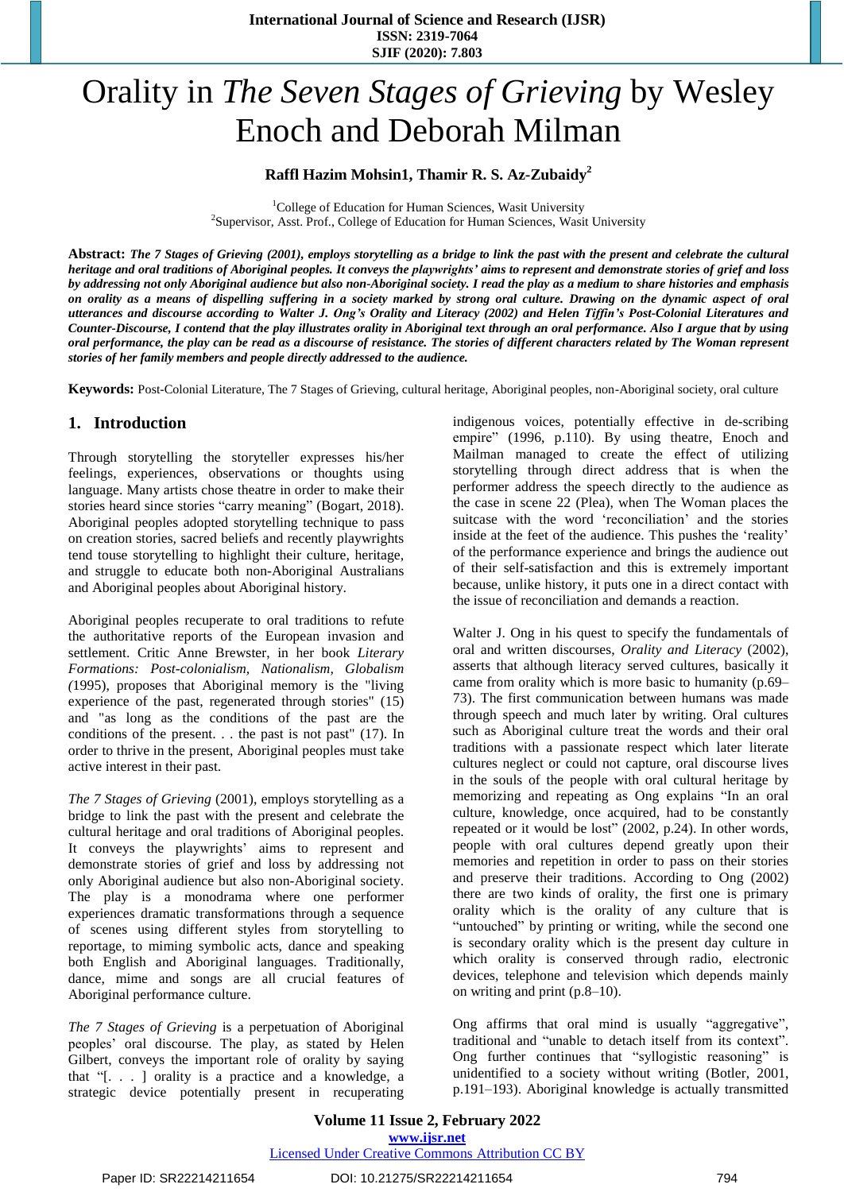# Orality in *The Seven Stages of Grieving* by Wesley Enoch and Deborah Milman

**Raffl Hazim Mohsin1, Thamir R. S. Az-Zubaidy[2]**

[1]College of Education for Human Sciences, Wasit University
[2]Supervisor, Asst. Prof., College of Education for Human Sciences, Wasit University

**Abstract:** ***The 7 Stages of Grieving (2001), employs storytelling as a bridge to link the past with the present and celebrate the cultural heritage and oral traditions of Aboriginal peoples. It conveys the playwrights' aims to represent and demonstrate stories of grief and loss by addressing not only Aboriginal audience but also non-Aboriginal society. I read the play as a medium to share histories and emphasis on orality as a means of dispelling suffering in a society marked by strong oral culture. Drawing on the dynamic aspect of oral utterances and discourse according to Walter J. Ong's Orality and Literacy (2002) and Helen Tiffin's Post-Colonial Literatures and Counter-Discourse, I contend that the play illustrates orality in Aboriginal text through an oral performance. Also I argue that by using oral performance, the play can be read as a discourse of resistance. The stories of different characters related by The Woman represent stories of her family members and people directly addressed to the audience.***

**Keywords:** Post-Colonial Literature, The 7 Stages of Grieving, cultural heritage, Aboriginal peoples, non-Aboriginal society, oral culture

## 1. Introduction

Through storytelling the storyteller expresses his/her feelings, experiences, observations or thoughts using language. Many artists chose theatre in order to make their stories heard since stories "carry meaning" (Bogart, 2018). Aboriginal peoples adopted storytelling technique to pass on creation stories, sacred beliefs and recently playwrights tend touse storytelling to highlight their culture, heritage, and struggle to educate both non-Aboriginal Australians and Aboriginal peoples about Aboriginal history.

Aboriginal peoples recuperate to oral traditions to refute the authoritative reports of the European invasion and settlement. Critic Anne Brewster, in her book *Literary Formations: Post-colonialism, Nationalism, Globalism (*1995), proposes that Aboriginal memory is the "living experience of the past, regenerated through stories" (15) and "as long as the conditions of the past are the conditions of the present. . . the past is not past" (17). In order to thrive in the present, Aboriginal peoples must take active interest in their past.

*The 7 Stages of Grieving* (2001), employs storytelling as a bridge to link the past with the present and celebrate the cultural heritage and oral traditions of Aboriginal peoples. It conveys the playwrights' aims to represent and demonstrate stories of grief and loss by addressing not only Aboriginal audience but also non-Aboriginal society. The play is a monodrama where one performer experiences dramatic transformations through a sequence of scenes using different styles from storytelling to reportage, to miming symbolic acts, dance and speaking both English and Aboriginal languages. Traditionally, dance, mime and songs are all crucial features of Aboriginal performance culture.

*The 7 Stages of Grieving* is a perpetuation of Aboriginal peoples' oral discourse. The play, as stated by Helen Gilbert, conveys the important role of orality by saying that "[. . . ] orality is a practice and a knowledge, a strategic device potentially present in recuperating indigenous voices, potentially effective in de-scribing empire" (1996, p.110). By using theatre, Enoch and Mailman managed to create the effect of utilizing storytelling through direct address that is when the performer address the speech directly to the audience as the case in scene 22 (Plea), when The Woman places the suitcase with the word 'reconciliation' and the stories inside at the feet of the audience. This pushes the 'reality' of the performance experience and brings the audience out of their self-satisfaction and this is extremely important because, unlike history, it puts one in a direct contact with the issue of reconciliation and demands a reaction.

Walter J. Ong in his quest to specify the fundamentals of oral and written discourses, *Orality and Literacy* (2002), asserts that although literacy served cultures, basically it came from orality which is more basic to humanity (p.69–73). The first communication between humans was made through speech and much later by writing. Oral cultures such as Aboriginal culture treat the words and their oral traditions with a passionate respect which later literate cultures neglect or could not capture, oral discourse lives in the souls of the people with oral cultural heritage by memorizing and repeating as Ong explains "In an oral culture, knowledge, once acquired, had to be constantly repeated or it would be lost" (2002, p.24). In other words, people with oral cultures depend greatly upon their memories and repetition in order to pass on their stories and preserve their traditions. According to Ong (2002) there are two kinds of orality, the first one is primary orality which is the orality of any culture that is "untouched" by printing or writing, while the second one is secondary orality which is the present day culture in which orality is conserved through radio, electronic devices, telephone and television which depends mainly on writing and print (p.8–10).

Ong affirms that oral mind is usually "aggregative", traditional and "unable to detach itself from its context". Ong further continues that "syllogistic reasoning" is unidentified to a society without writing (Botler, 2001, p.191–193). Aboriginal knowledge is actually transmitted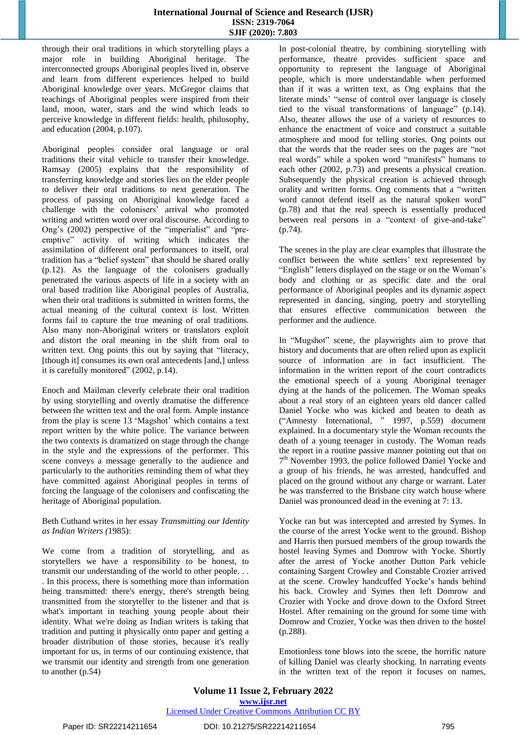through their oral traditions in which storytelling plays a major role in building Aboriginal heritage. The interconnected groups Aboriginal peoples lived in, observe and learn from different experiences helped to build Aboriginal knowledge over years. McGregor claims that teachings of Aboriginal peoples were inspired from their land, moon, water, stars and the wind which leads to perceive knowledge in different fields: health, philosophy, and education (2004, p.107).

Aboriginal peoples consider oral language or oral traditions their vital vehicle to transfer their knowledge. Ramsay (2005) explains that the responsibility of transferring knowledge and stories lies on the elder people to deliver their oral traditions to next generation. The process of passing on Aboriginal knowledge faced a challenge with the colonisers' arrival who promoted writing and written word over oral discourse. According to Ong's (2002) perspective of the "imperialist" and "pre-emptive" activity of writing which indicates the assimilation of different oral performances to itself, oral tradition has a "belief system" that should be shared orally (p.12). As the language of the colonisers gradually penetrated the various aspects of life in a society with an oral based tradition like Aboriginal peoples of Australia, when their oral traditions is submitted in written forms, the actual meaning of the cultural context is lost. Written forms fail to capture the true meaning of oral traditions. Also many non-Aboriginal writers or translators exploit and distort the oral meaning in the shift from oral to written text. Ong points this out by saying that "literacy, [though it] consumes its own oral antecedents [and,] unless it is carefully monitored" (2002, p.14).

Enoch and Mailman cleverly celebrate their oral tradition by using storytelling and overtly dramatise the difference between the written text and the oral form. Ample instance from the play is scene 13 'Magshot' which contains a text report written by the white police. The variance between the two contexts is dramatized on stage through the change in the style and the expressions of the performer. This scene conveys a message generally to the audience and particularly to the authorities reminding them of what they have committed against Aboriginal peoples in terms of forcing the language of the colonisers and confiscating the heritage of Aboriginal population.

Beth Cuthand writes in her essay *Transmitting our Identity as Indian Writers (*1985):

> We come from a tradition of storytelling, and as storytellers we have a responsibility to be honest, to transmit our understanding of the world to other people. . . . In this process, there is something more than information being transmitted: there's energy, there's strength being transmitted from the storyteller to the listener and that is what's important in teaching young people about their identity. What we're doing as Indian writers is taking that tradition and putting it physically onto paper and getting a broader distribution of those stories, because it's really important for us, in terms of our continuing existence, that we transmit our identity and strength from one generation to another (p.54)

In post-colonial theatre, by combining storytelling with performance, theatre provides sufficient space and opportunity to represent the language of Aboriginal people, which is more understandable when performed than if it was a written text, as Ong explains that the literate minds' "sense of control over language is closely tied to the visual transformations of language" (p.14). Also, theater allows the use of a variety of resources to enhance the enactment of voice and construct a suitable atmosphere and mood for telling stories. Ong points out that the words that the reader sees on the pages are "not real words" while a spoken word "manifests" humans to each other (2002, p.73) and presents a physical creation. Subsequently the physical creation is achieved through orality and written forms. Ong comments that a "written word cannot defend itself as the natural spoken word" (p.78) and that the real speech is essentially produced between real persons in a "context of give-and-take" (p.74).

The scenes in the play are clear examples that illustrate the conflict between the white settlers' text represented by "English" letters displayed on the stage or on the Woman's body and clothing or as specific date and the oral performance of Aboriginal peoples and its dynamic aspect represented in dancing, singing, poetry and storytelling that ensures effective communication between the performer and the audience.

In "Mugshot" scene, the playwrights aim to prove that history and documents that are often relied upon as explicit source of information are in fact insufficient. The information in the written report of the court contradicts the emotional speech of a young Aboriginal teenager dying at the hands of the policemen. The Woman speaks about a real story of an eighteen years old dancer called Daniel Yocke who was kicked and beaten to death as ("Amnesty International, " 1997, p.559) document explained. In a documentary style the Woman recounts the death of a young teenager in custody. The Woman reads the report in a routine passive manner pointing out that on 7th November 1993, the police followed Daniel Yocke and a group of his friends, he was arrested, handcuffed and placed on the ground without any charge or warrant. Later he was transferred to the Brisbane city watch house where Daniel was pronounced dead in the evening at 7: 13.

> Yocke ran but was intercepted and arrested by Symes. In the course of the arrest Yocke went to the ground. Bishop and Harris then pursued members of the group towards the hostel leaving Symes and Domrow with Yocke. Shortly after the arrest of Yocke another Dutton Park vehicle containing Sargent Crowley and Constable Crozier arrived at the scene. Crowley handcuffed Yocke's hands behind his back. Crowley and Symes then left Domrow and Crozier with Yocke and drove down to the Oxford Street Hostel. After remaining on the ground for some time with Domrow and Crozier, Yocke was then driven to the hostel (p.288).

Emotionless tone blows into the scene, the horrific nature of killing Daniel was clearly shocking. In narrating events in the written text of the report it focuses on names,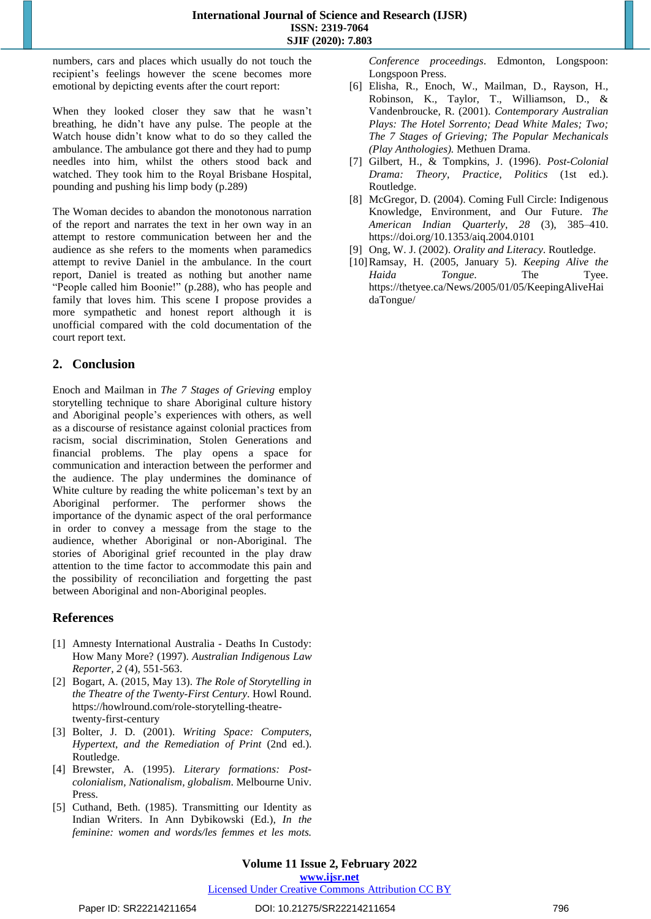numbers, cars and places which usually do not touch the recipient's feelings however the scene becomes more emotional by depicting events after the court report:

When they looked closer they saw that he wasn't breathing, he didn't have any pulse. The people at the Watch house didn't know what to do so they called the ambulance. The ambulance got there and they had to pump needles into him, whilst the others stood back and watched. They took him to the Royal Brisbane Hospital, pounding and pushing his limp body (p.289)

The Woman decides to abandon the monotonous narration of the report and narrates the text in her own way in an attempt to restore communication between her and the audience as she refers to the moments when paramedics attempt to revive Daniel in the ambulance. In the court report, Daniel is treated as nothing but another name "People called him Boonie!" (p.288), who has people and family that loves him. This scene I propose provides a more sympathetic and honest report although it is unofficial compared with the cold documentation of the court report text.

## 2. Conclusion

Enoch and Mailman in *The 7 Stages of Grieving* employ storytelling technique to share Aboriginal culture history and Aboriginal people's experiences with others, as well as a discourse of resistance against colonial practices from racism, social discrimination, Stolen Generations and financial problems. The play opens a space for communication and interaction between the performer and the audience. The play undermines the dominance of White culture by reading the white policeman's text by an Aboriginal performer. The performer shows the importance of the dynamic aspect of the oral performance in order to convey a message from the stage to the audience, whether Aboriginal or non-Aboriginal. The stories of Aboriginal grief recounted in the play draw attention to the time factor to accommodate this pain and the possibility of reconciliation and forgetting the past between Aboriginal and non-Aboriginal peoples.

## References

[1] Amnesty International Australia - Deaths In Custody: How Many More? (1997). *Australian Indigenous Law Reporter, 2* (4), 551-563.

[2] Bogart, A. (2015, May 13). *The Role of Storytelling in the Theatre of the Twenty-First Century*. Howl Round. https://howlround.com/role-storytelling-theatre-twenty-first-century

[3] Bolter, J. D. (2001). *Writing Space: Computers, Hypertext, and the Remediation of Print* (2nd ed.). Routledge.

[4] Brewster, A. (1995). *Literary formations: Post-colonialism, Nationalism, globalism*. Melbourne Univ. Press.

[5] Cuthand, Beth. (1985). Transmitting our Identity as Indian Writers. In Ann Dybikowski (Ed.), *In the feminine: women and words/les femmes et les mots. Conference proceedings*. Edmonton, Longspoon: Longspoon Press.

[6] Elisha, R., Enoch, W., Mailman, D., Rayson, H., Robinson, K., Taylor, T., Williamson, D., & Vandenbroucke, R. (2001). *Contemporary Australian Plays: The Hotel Sorrento; Dead White Males; Two; The 7 Stages of Grieving; The Popular Mechanicals (Play Anthologies)*. Methuen Drama.

[7] Gilbert, H., & Tompkins, J. (1996). *Post-Colonial Drama: Theory, Practice, Politics* (1st ed.). Routledge.

[8] McGregor, D. (2004). Coming Full Circle: Indigenous Knowledge, Environment, and Our Future. *The American Indian Quarterly, 28* (3), 385–410. https://doi.org/10.1353/aiq.2004.0101

[9] Ong, W. J. (2002). *Orality and Literacy*. Routledge.

[10] Ramsay, H. (2005, January 5). *Keeping Alive the Haida Tongue*. The Tyee. https://thetyee.ca/News/2005/01/05/KeepingAliveHaidaTongue/